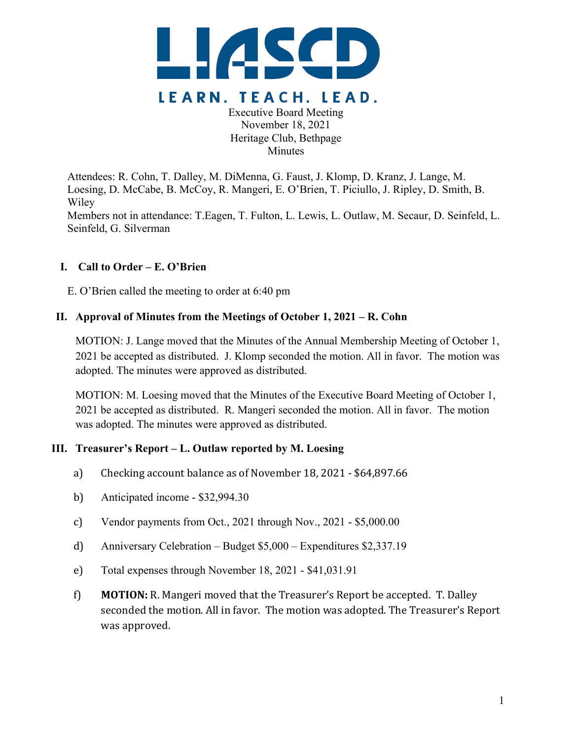# LIASCD

LEARN. TEACH. LEAD.

Executive Board Meeting
November 18, 2021
Heritage Club, Bethpage
Minutes

Attendees: R. Cohn, T. Dalley, M. DiMenna, G. Faust, J. Klomp, D. Kranz, J. Lange, M. Loesing, D. McCabe, B. McCoy, R. Mangeri, E. O'Brien, T. Piciullo, J. Ripley, D. Smith, B. Wiley
Members not in attendance: T.Eagen, T. Fulton, L. Lewis, L. Outlaw, M. Secaur, D. Seinfeld, L. Seinfeld, G. Silverman

## I. Call to Order – E. O'Brien

E. O'Brien called the meeting to order at 6:40 pm

## II. Approval of Minutes from the Meetings of October 1, 2021 – R. Cohn

MOTION: J. Lange moved that the Minutes of the Annual Membership Meeting of October 1, 2021 be accepted as distributed. J. Klomp seconded the motion. All in favor. The motion was adopted. The minutes were approved as distributed.

MOTION: M. Loesing moved that the Minutes of the Executive Board Meeting of October 1, 2021 be accepted as distributed. R. Mangeri seconded the motion. All in favor. The motion was adopted. The minutes were approved as distributed.

## III. Treasurer's Report – L. Outlaw reported by M. Loesing

a) Checking account balance as of November 18, 2021 - $64,897.66

b) Anticipated income - $32,994.30

c) Vendor payments from Oct., 2021 through Nov., 2021 - $5,000.00

d) Anniversary Celebration – Budget $5,000 – Expenditures $2,337.19

e) Total expenses through November 18, 2021 - $41,031.91

f) **MOTION:** R. Mangeri moved that the Treasurer's Report be accepted. T. Dalley seconded the motion. All in favor. The motion was adopted. The Treasurer's Report was approved.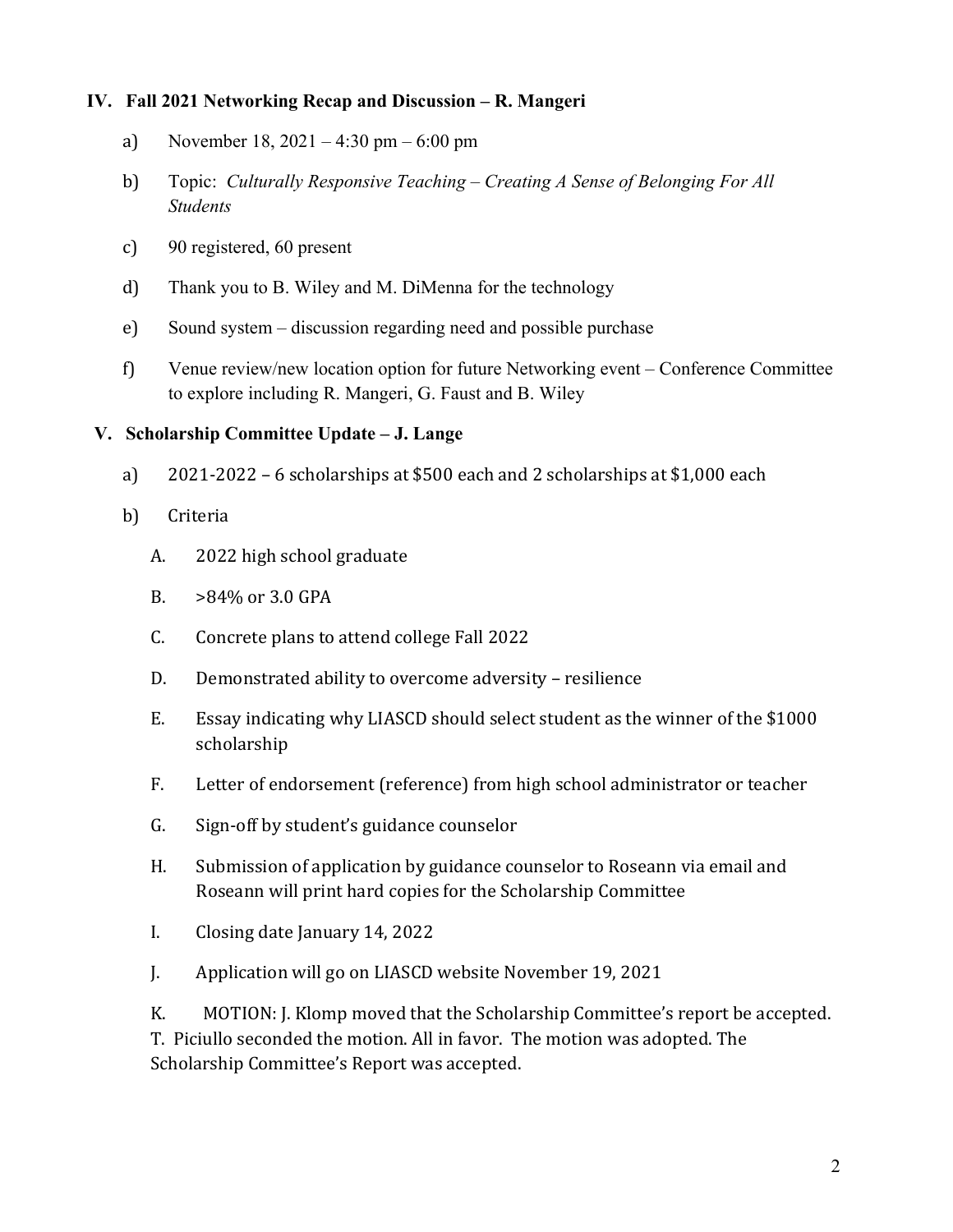### IV. Fall 2021 Networking Recap and Discussion – R. Mangeri

a) November 18, 2021 – 4:30 pm – 6:00 pm

b) Topic: *Culturally Responsive Teaching – Creating A Sense of Belonging For All Students*

c) 90 registered, 60 present

d) Thank you to B. Wiley and M. DiMenna for the technology

e) Sound system – discussion regarding need and possible purchase

f) Venue review/new location option for future Networking event – Conference Committee to explore including R. Mangeri, G. Faust and B. Wiley

### V. Scholarship Committee Update – J. Lange

a) 2021-2022 – 6 scholarships at $500 each and 2 scholarships at $1,000 each

b) Criteria

A. 2022 high school graduate

B. >84% or 3.0 GPA

C. Concrete plans to attend college Fall 2022

D. Demonstrated ability to overcome adversity – resilience

E. Essay indicating why LIASCD should select student as the winner of the $1000 scholarship

F. Letter of endorsement (reference) from high school administrator or teacher

G. Sign-off by student's guidance counselor

H. Submission of application by guidance counselor to Roseann via email and Roseann will print hard copies for the Scholarship Committee

I. Closing date January 14, 2022

J. Application will go on LIASCD website November 19, 2021

K. MOTION: J. Klomp moved that the Scholarship Committee's report be accepted. T. Piciullo seconded the motion. All in favor. The motion was adopted. The Scholarship Committee's Report was accepted.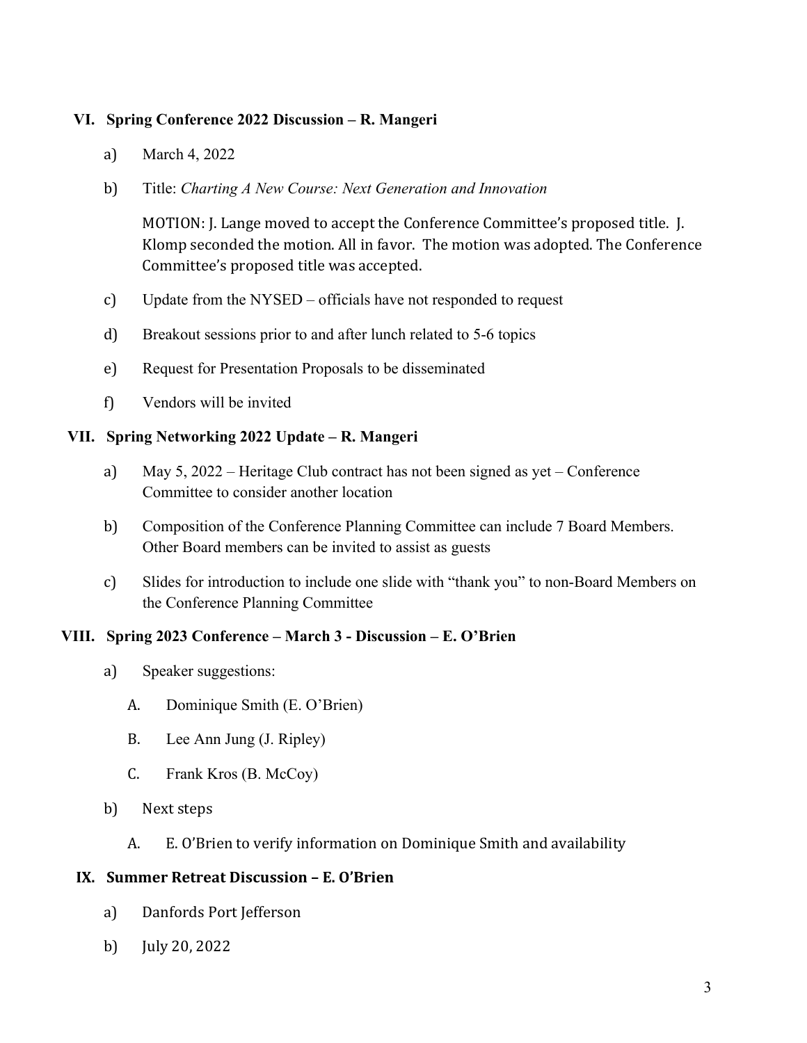## VI. Spring Conference 2022 Discussion – R. Mangeri

a) March 4, 2022

b) Title: *Charting A New Course: Next Generation and Innovation*

MOTION: J. Lange moved to accept the Conference Committee's proposed title. J. Klomp seconded the motion. All in favor. The motion was adopted. The Conference Committee's proposed title was accepted.

c) Update from the NYSED – officials have not responded to request

d) Breakout sessions prior to and after lunch related to 5-6 topics

e) Request for Presentation Proposals to be disseminated

f) Vendors will be invited

## VII. Spring Networking 2022 Update – R. Mangeri

a) May 5, 2022 – Heritage Club contract has not been signed as yet – Conference Committee to consider another location

b) Composition of the Conference Planning Committee can include 7 Board Members. Other Board members can be invited to assist as guests

c) Slides for introduction to include one slide with "thank you" to non-Board Members on the Conference Planning Committee

## VIII. Spring 2023 Conference – March 3 - Discussion – E. O'Brien

a) Speaker suggestions:

A. Dominique Smith (E. O'Brien)

B. Lee Ann Jung (J. Ripley)

C. Frank Kros (B. McCoy)

b) Next steps

A. E. O'Brien to verify information on Dominique Smith and availability

## IX. Summer Retreat Discussion – E. O'Brien

a) Danfords Port Jefferson

b) July 20, 2022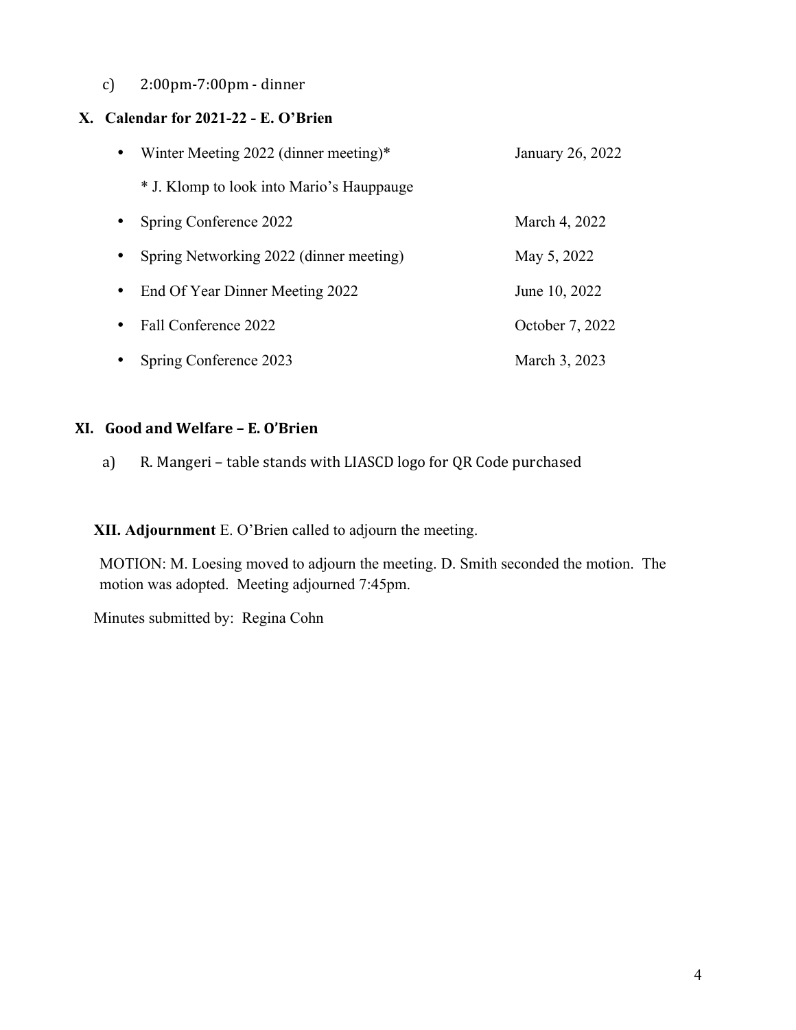c) 2:00pm-7:00pm - dinner

## X. Calendar for 2021-22 - E. O'Brien

- Winter Meeting 2022 (dinner meeting)* — January 26, 2022
  
  * J. Klomp to look into Mario's Hauppauge
- Spring Conference 2022 — March 4, 2022
- Spring Networking 2022 (dinner meeting) — May 5, 2022
- End Of Year Dinner Meeting 2022 — June 10, 2022
- Fall Conference 2022 — October 7, 2022
- Spring Conference 2023 — March 3, 2023

## XI. Good and Welfare – E. O'Brien

a) R. Mangeri – table stands with LIASCD logo for QR Code purchased

**XII. Adjournment** E. O'Brien called to adjourn the meeting.

MOTION: M. Loesing moved to adjourn the meeting. D. Smith seconded the motion. The motion was adopted. Meeting adjourned 7:45pm.

Minutes submitted by: Regina Cohn